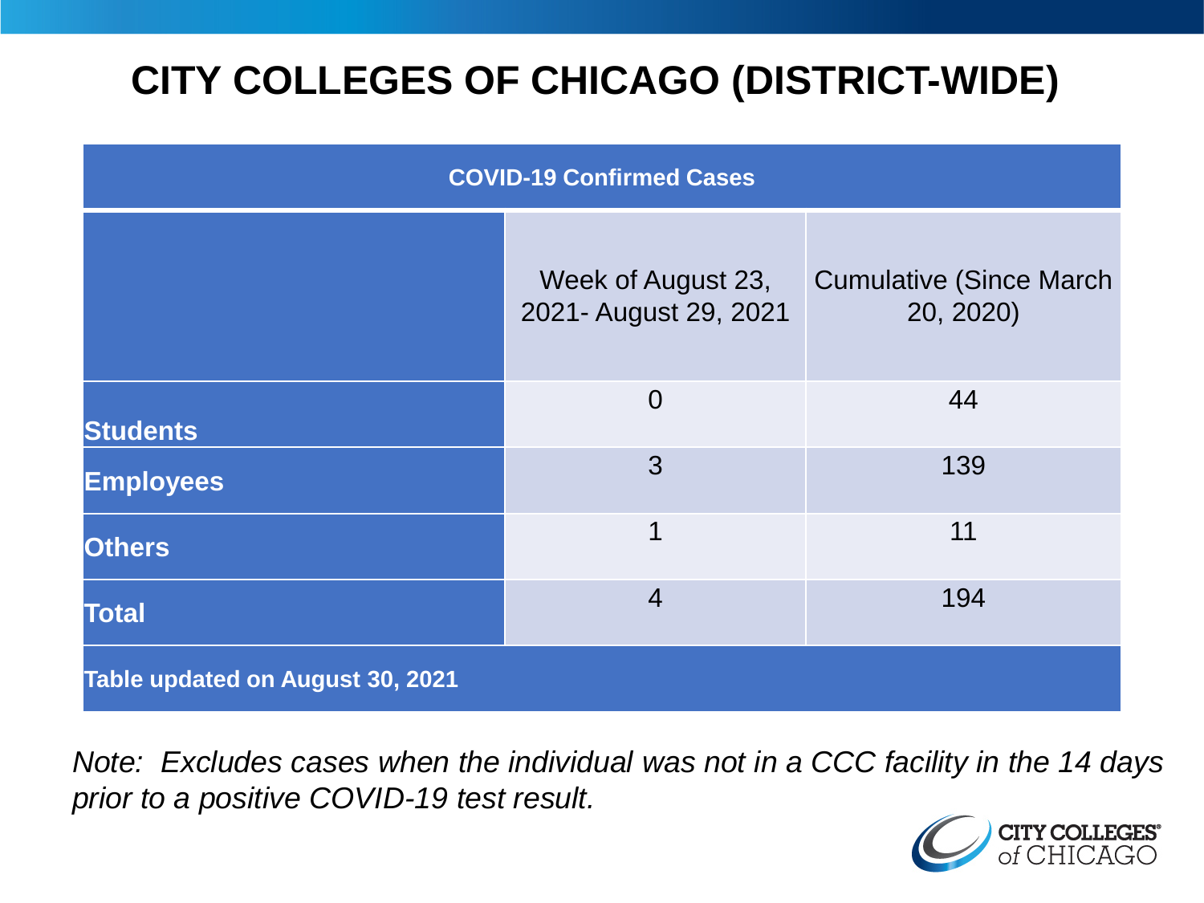# CITY COLLEGES OF CHICAGO (DISTRICT-WIDE)

| COVID-19 Confirmed Cases | | |
|---|---|---|
| | Week of August 23, 2021- August 29, 2021 | Cumulative (Since March 20, 2020) |
| **Students** | 0 | 44 |
| **Employees** | 3 | 139 |
| **Others** | 1 | 11 |
| **Total** | 4 | 194 |
| **Table updated on August 30, 2021** | | |

*Note: Excludes cases when the individual was not in a CCC facility in the 14 days prior to a positive COVID-19 test result.*

CITY COLLEGES of CHICAGO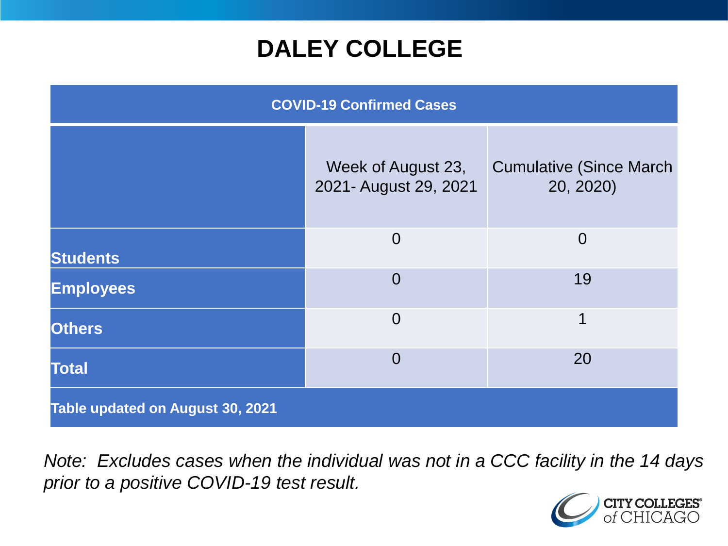# DALEY COLLEGE

| COVID-19 Confirmed Cases | | |
|---|---|---|
| | Week of August 23, 2021- August 29, 2021 | Cumulative (Since March 20, 2020) |
| **Students** | 0 | 0 |
| **Employees** | 0 | 19 |
| **Others** | 0 | 1 |
| **Total** | 0 | 20 |
| **Table updated on August 30, 2021** | | |

*Note: Excludes cases when the individual was not in a CCC facility in the 14 days prior to a positive COVID-19 test result.*

CITY COLLEGES of CHICAGO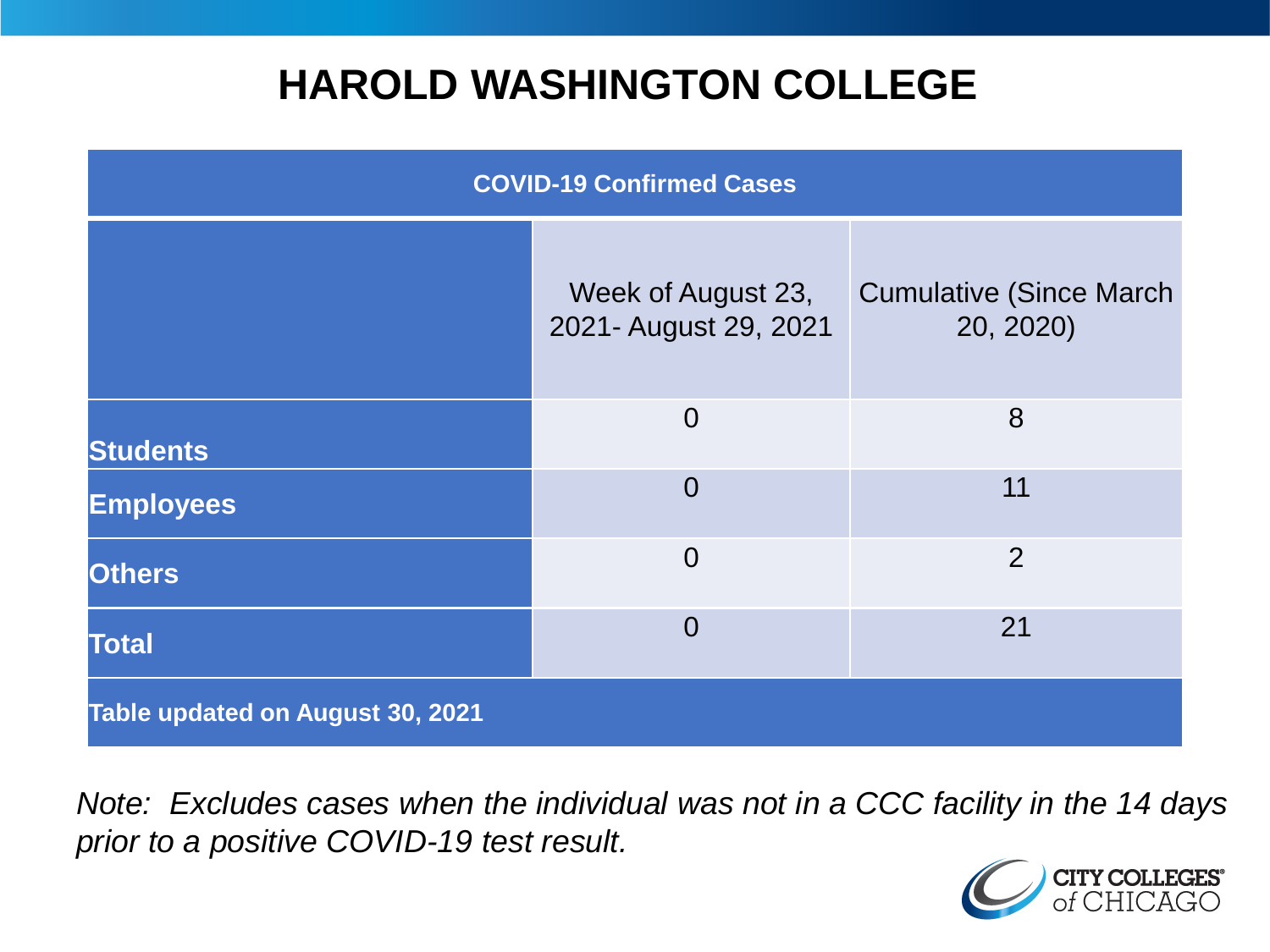# HAROLD WASHINGTON COLLEGE

| COVID-19 Confirmed Cases | | |
|---|---|---|
| | Week of August 23, 2021- August 29, 2021 | Cumulative (Since March 20, 2020) |
| **Students** | 0 | 8 |
| **Employees** | 0 | 11 |
| **Others** | 0 | 2 |
| **Total** | 0 | 21 |
| **Table updated on August 30, 2021** | | |

*Note: Excludes cases when the individual was not in a CCC facility in the 14 days prior to a positive COVID-19 test result.*

CITY COLLEGES of CHICAGO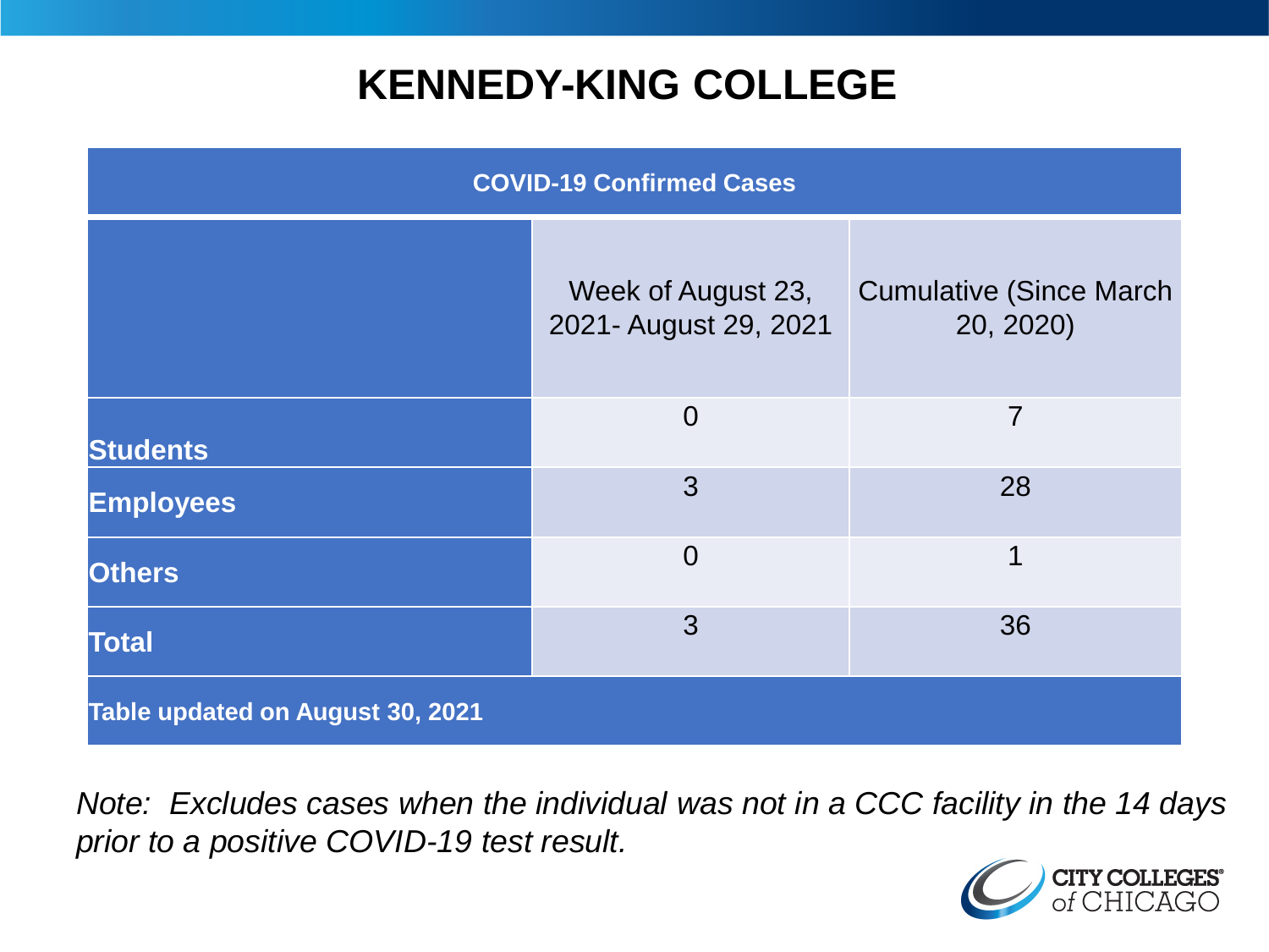# KENNEDY-KING COLLEGE

| COVID-19 Confirmed Cases | | |
|---|---|---|
| | Week of August 23, 2021- August 29, 2021 | Cumulative (Since March 20, 2020) |
| **Students** | 0 | 7 |
| **Employees** | 3 | 28 |
| **Others** | 0 | 1 |
| **Total** | 3 | 36 |
| **Table updated on August 30, 2021** | | |

*Note: Excludes cases when the individual was not in a CCC facility in the 14 days prior to a positive COVID-19 test result.*

CITY COLLEGES of CHICAGO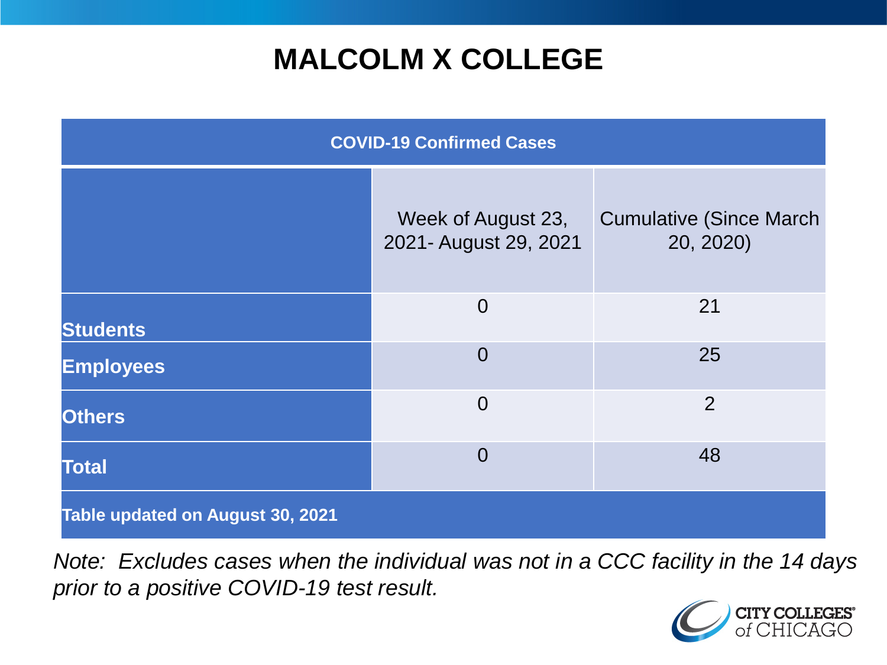# MALCOLM X COLLEGE

| COVID-19 Confirmed Cases | | |
|---|---|---|
| | Week of August 23, 2021- August 29, 2021 | Cumulative (Since March 20, 2020) |
| **Students** | 0 | 21 |
| **Employees** | 0 | 25 |
| **Others** | 0 | 2 |
| **Total** | 0 | 48 |
| **Table updated on August 30, 2021** | | |

*Note: Excludes cases when the individual was not in a CCC facility in the 14 days prior to a positive COVID-19 test result.*

CITY COLLEGES of CHICAGO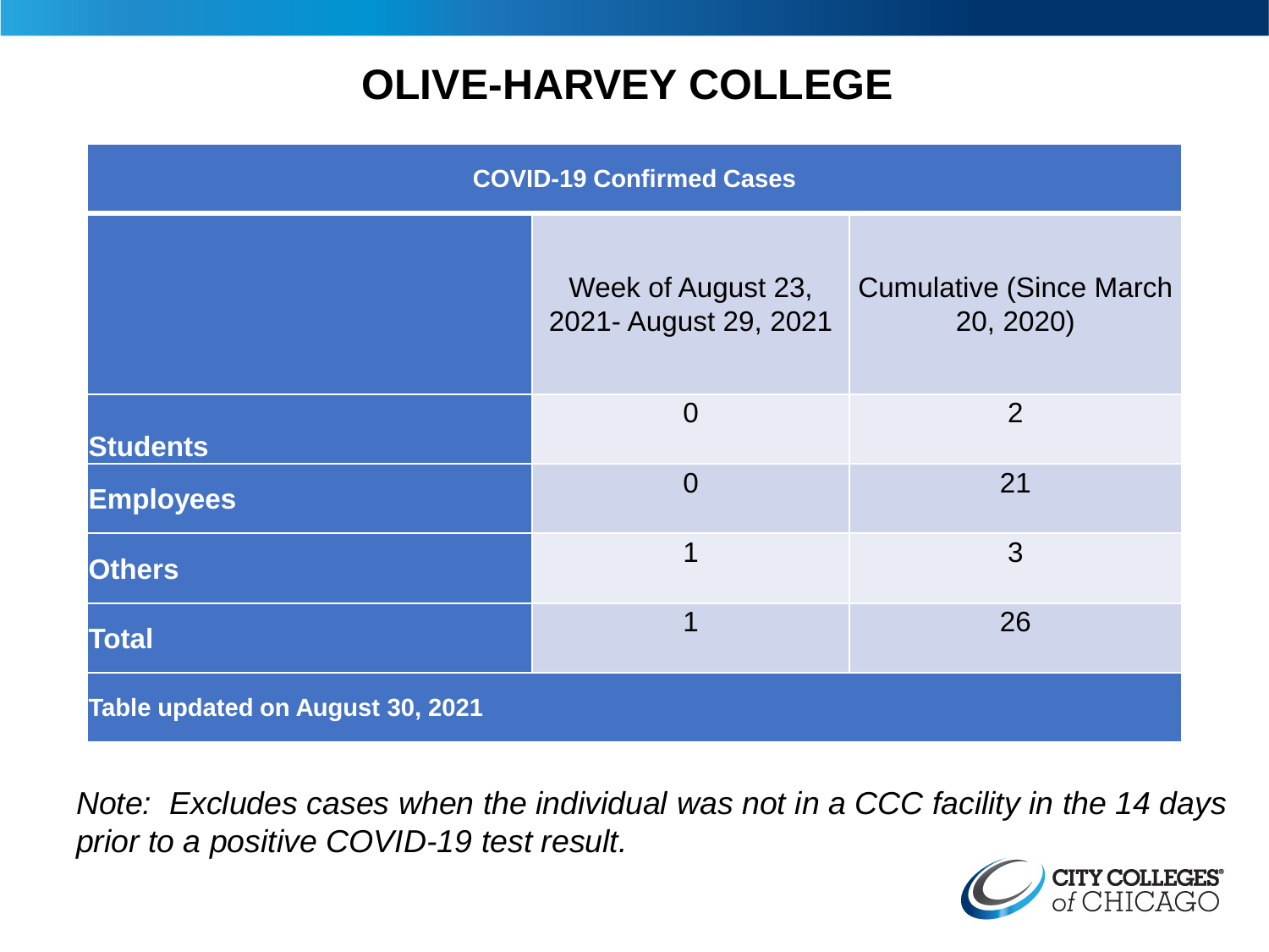# OLIVE-HARVEY COLLEGE

| COVID-19 Confirmed Cases | | |
|---|---|---|
| | Week of August 23, 2021- August 29, 2021 | Cumulative (Since March 20, 2020) |
| **Students** | 0 | 2 |
| **Employees** | 0 | 21 |
| **Others** | 1 | 3 |
| **Total** | 1 | 26 |
| **Table updated on August 30, 2021** | | |

*Note: Excludes cases when the individual was not in a CCC facility in the 14 days prior to a positive COVID-19 test result.*

CITY COLLEGES of CHICAGO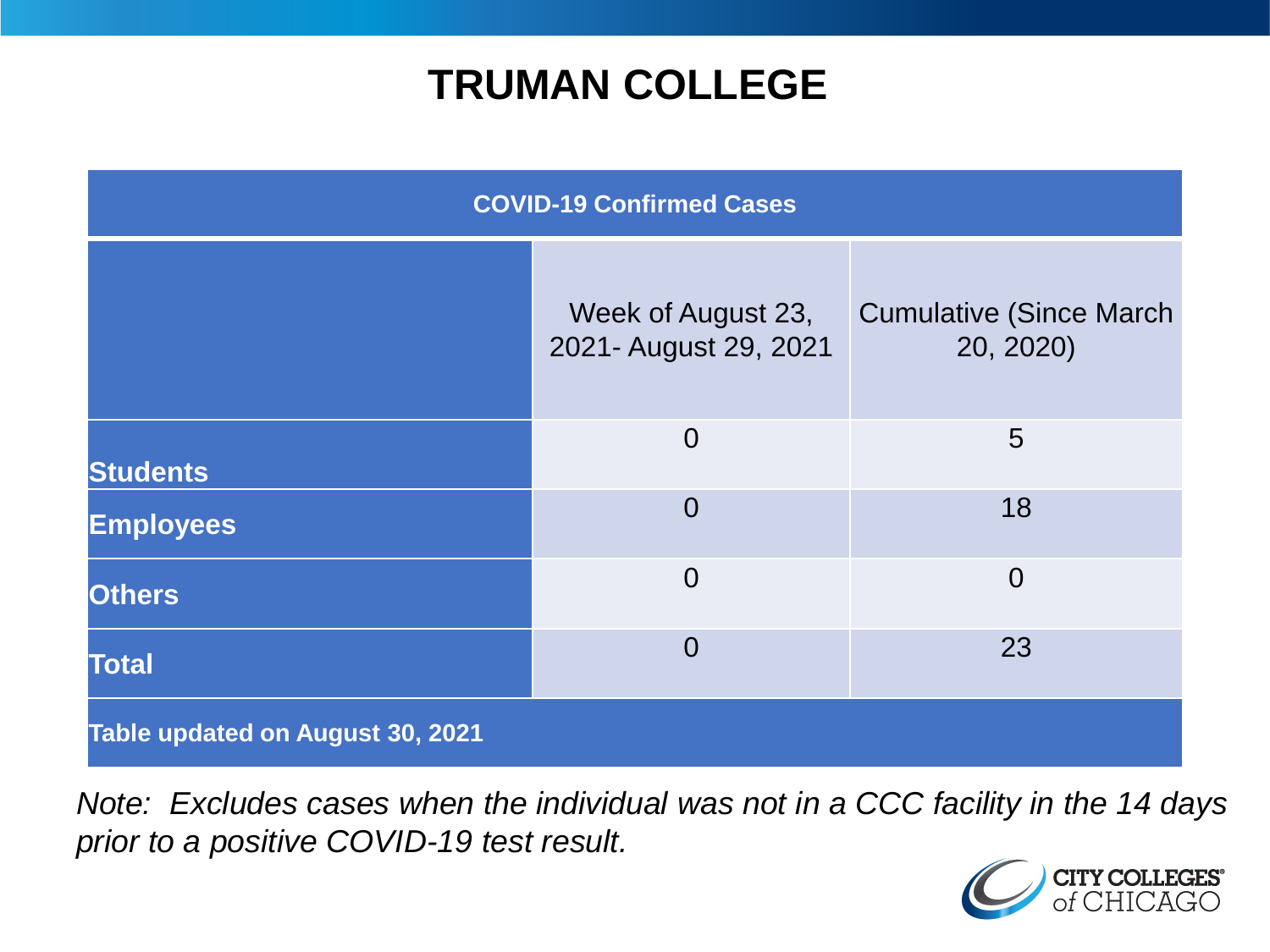# TRUMAN COLLEGE

| COVID-19 Confirmed Cases | | |
|---|---|---|
| | Week of August 23, 2021- August 29, 2021 | Cumulative (Since March 20, 2020) |
| **Students** | 0 | 5 |
| **Employees** | 0 | 18 |
| **Others** | 0 | 0 |
| **Total** | 0 | 23 |
| **Table updated on August 30, 2021** | | |

*Note: Excludes cases when the individual was not in a CCC facility in the 14 days prior to a positive COVID-19 test result.*

CITY COLLEGES of CHICAGO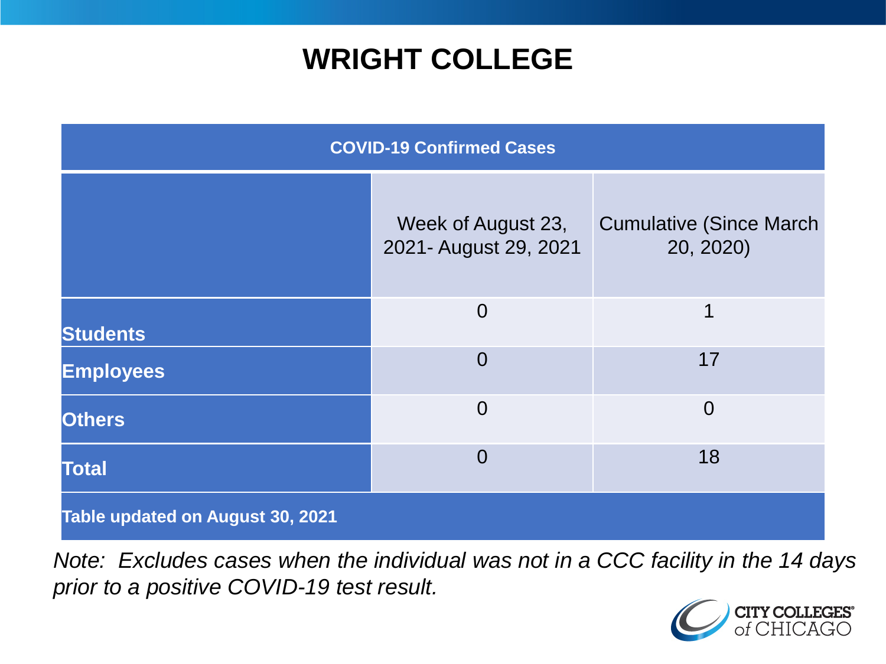# WRIGHT COLLEGE

| COVID-19 Confirmed Cases | | |
|---|---|---|
| | Week of August 23, 2021- August 29, 2021 | Cumulative (Since March 20, 2020) |
| **Students** | 0 | 1 |
| **Employees** | 0 | 17 |
| **Others** | 0 | 0 |
| **Total** | 0 | 18 |
| **Table updated on August 30, 2021** | | |

*Note: Excludes cases when the individual was not in a CCC facility in the 14 days prior to a positive COVID-19 test result.*

CITY COLLEGES of CHICAGO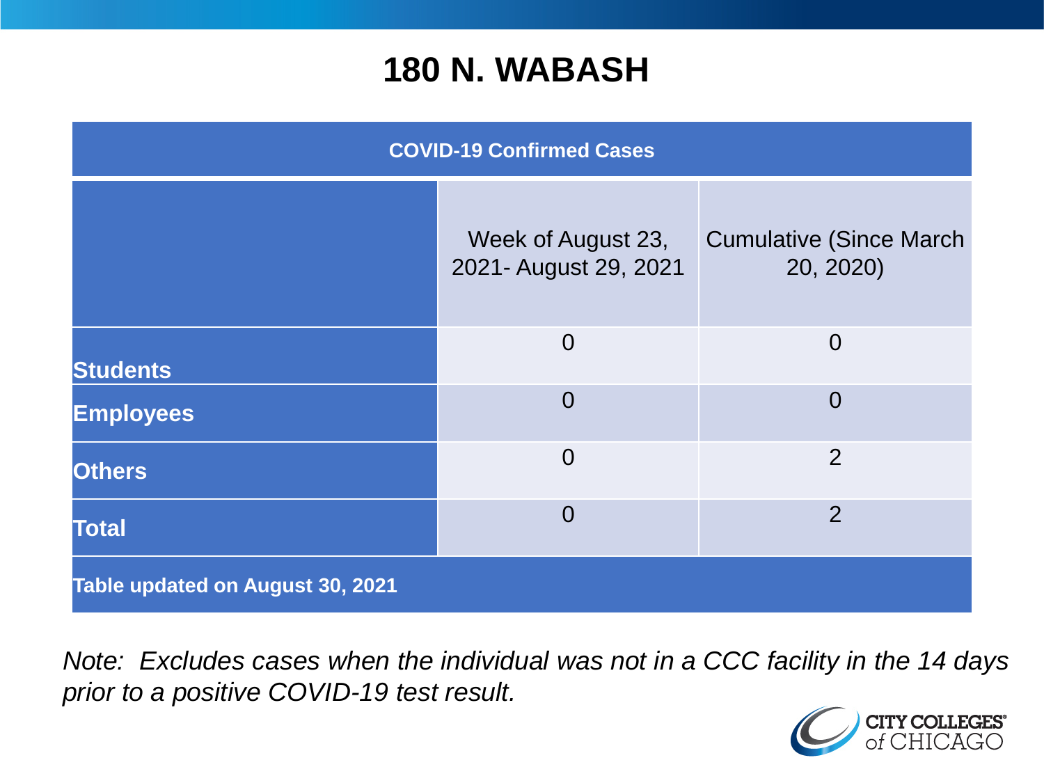# 180 N. WABASH

| COVID-19 Confirmed Cases | | |
|---|---|---|
| | Week of August 23, 2021- August 29, 2021 | Cumulative (Since March 20, 2020) |
| **Students** | 0 | 0 |
| **Employees** | 0 | 0 |
| **Others** | 0 | 2 |
| **Total** | 0 | 2 |
| **Table updated on August 30, 2021** | | |

*Note: Excludes cases when the individual was not in a CCC facility in the 14 days prior to a positive COVID-19 test result.*

CITY COLLEGES of CHICAGO